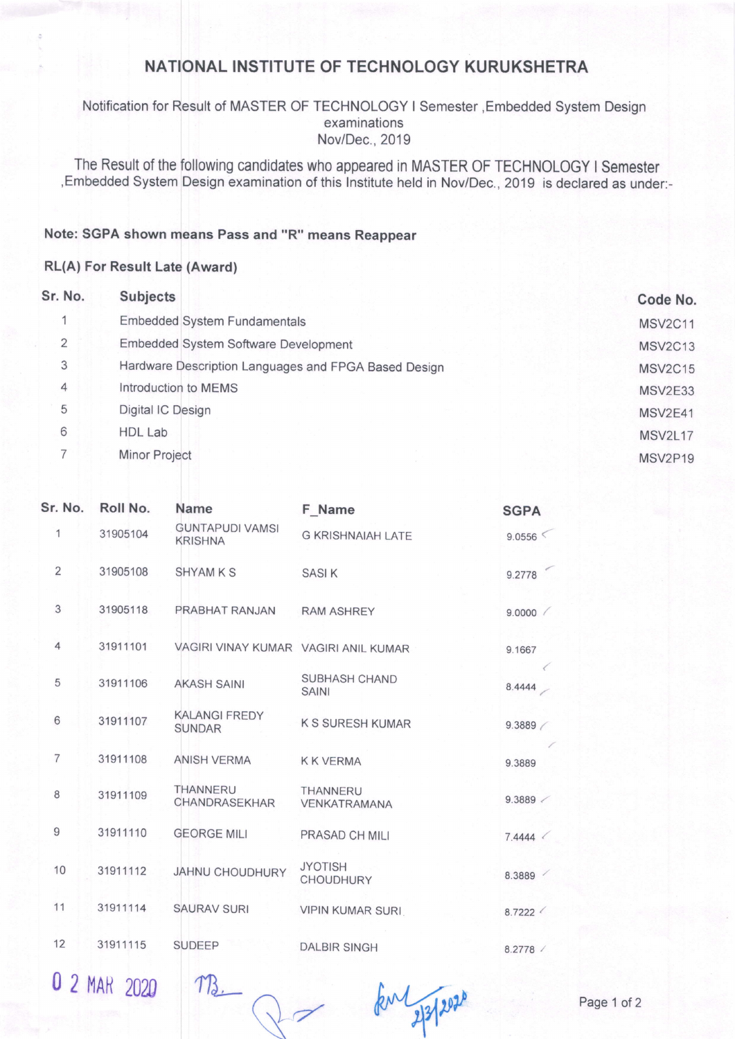# NATIONAL INSTITUTE OF TECHNOLOGY KURUKSHETRA

Notification for Result of MASTER OF TECHNOLOGY I Semester ,Embedded System Design examinations
Nov/Dec., 2019

The Result of the following candidates who appeared in MASTER OF TECHNOLOGY I Semester ,Embedded System Design examination of this Institute held in Nov/Dec., 2019 is declared as under:-

**Note: SGPA shown means Pass and "R" means Reappear**

**RL(A) For Result Late (Award)**

| Sr. No. | Subjects | Code No. |
|---|---|---|
| 1 | Embedded System Fundamentals | MSV2C11 |
| 2 | Embedded System Software Development | MSV2C13 |
| 3 | Hardware Description Languages and FPGA Based Design | MSV2C15 |
| 4 | Introduction to MEMS | MSV2E33 |
| 5 | Digital IC Design | MSV2E41 |
| 6 | HDL Lab | MSV2L17 |
| 7 | Minor Project | MSV2P19 |

| Sr. No. | Roll No. | Name | F_Name | SGPA |
|---|---|---|---|---|
| 1 | 31905104 | GUNTAPUDI VAMSI KRISHNA | G KRISHNAIAH LATE | 9.0556 |
| 2 | 31905108 | SHYAM K S | SASI K | 9.2778 |
| 3 | 31905118 | PRABHAT RANJAN | RAM ASHREY | 9.0000 |
| 4 | 31911101 | VAGIRI VINAY KUMAR | VAGIRI ANIL KUMAR | 9.1667 |
| 5 | 31911106 | AKASH SAINI | SUBHASH CHAND SAINI | 8.4444 |
| 6 | 31911107 | KALANGI FREDY SUNDAR | K S SURESH KUMAR | 9.3889 |
| 7 | 31911108 | ANISH VERMA | K K VERMA | 9.3889 |
| 8 | 31911109 | THANNERU CHANDRASEKHAR | THANNERU VENKATRAMANA | 9.3889 |
| 9 | 31911110 | GEORGE MILI | PRASAD CH MILI | 7.4444 |
| 10 | 31911112 | JAHNU CHOUDHURY | JYOTISH CHOUDHURY | 8.3889 |
| 11 | 31911114 | SAURAV SURI | VIPIN KUMAR SURI | 8.7222 |
| 12 | 31911115 | SUDEEP | DALBIR SINGH | 8.2778 |

02 MAR 2020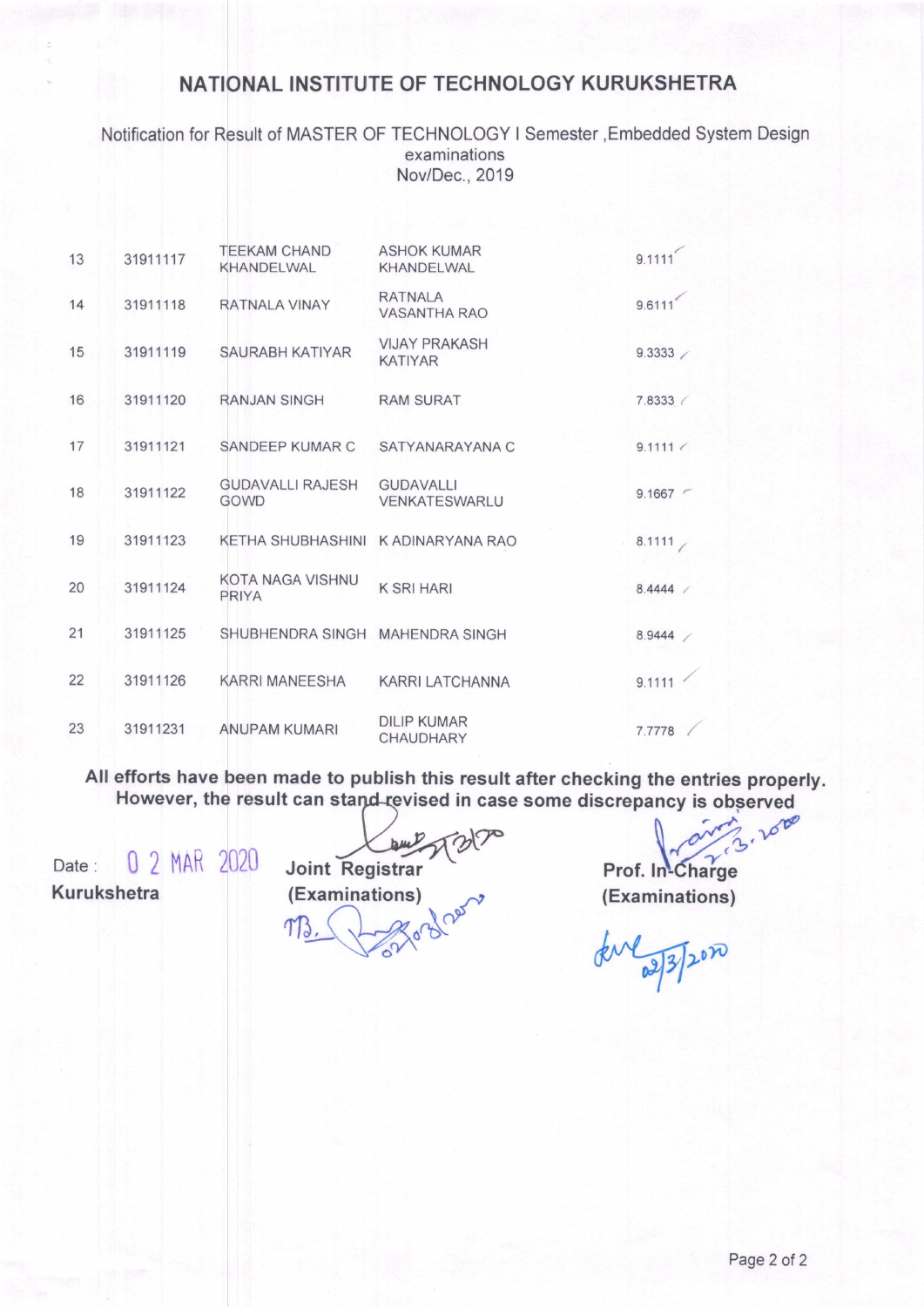# NATIONAL INSTITUTE OF TECHNOLOGY KURUKSHETRA

Notification for Result of MASTER OF TECHNOLOGY I Semester ,Embedded System Design examinations
Nov/Dec., 2019

| | | | | |
|---|---|---|---|---|
| 13 | 31911117 | TEEKAM CHAND KHANDELWAL | ASHOK KUMAR KHANDELWAL | 9.1111 |
| 14 | 31911118 | RATNALA VINAY | RATNALA VASANTHA RAO | 9.6111 |
| 15 | 31911119 | SAURABH KATIYAR | VIJAY PRAKASH KATIYAR | 9.3333 |
| 16 | 31911120 | RANJAN SINGH | RAM SURAT | 7.8333 |
| 17 | 31911121 | SANDEEP KUMAR C | SATYANARAYANA C | 9.1111 |
| 18 | 31911122 | GUDAVALLI RAJESH GOWD | GUDAVALLI VENKATESWARLU | 9.1667 |
| 19 | 31911123 | KETHA SHUBHASHINI | K ADINARYANA RAO | 8.1111 |
| 20 | 31911124 | KOTA NAGA VISHNU PRIYA | K SRI HARI | 8.4444 |
| 21 | 31911125 | SHUBHENDRA SINGH | MAHENDRA SINGH | 8.9444 |
| 22 | 31911126 | KARRI MANEESHA | KARRI LATCHANNA | 9.1111 |
| 23 | 31911231 | ANUPAM KUMARI | DILIP KUMAR CHAUDHARY | 7.7778 |

**All efforts have been made to publish this result after checking the entries properly. However, the result can stand revised in case some discrepancy is observed**

Date : 02 MAR 2020

**Kurukshetra**

**Joint Registrar (Examinations)**

**Prof. In-Charge (Examinations)**